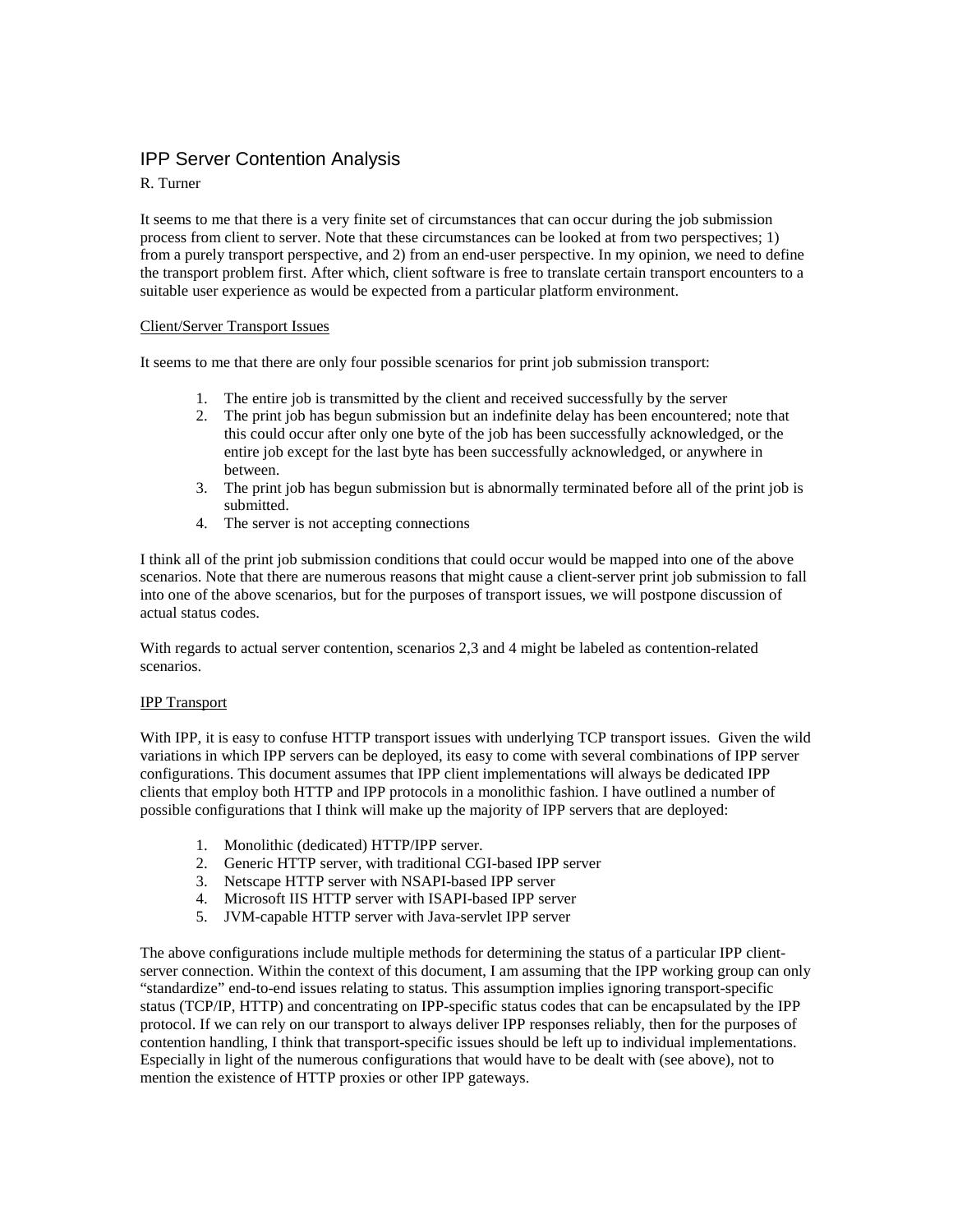# IPP Server Contention Analysis

R. Turner

It seems to me that there is a very finite set of circumstances that can occur during the job submission process from client to server. Note that these circumstances can be looked at from two perspectives; 1) from a purely transport perspective, and 2) from an end-user perspective. In my opinion, we need to define the transport problem first. After which, client software is free to translate certain transport encounters to a suitable user experience as would be expected from a particular platform environment.

## Client/Server Transport Issues

It seems to me that there are only four possible scenarios for print job submission transport:

1. The entire job is transmitted by the client and received successfully by the server
2. The print job has begun submission but an indefinite delay has been encountered; note that this could occur after only one byte of the job has been successfully acknowledged, or the entire job except for the last byte has been successfully acknowledged, or anywhere in between.
3. The print job has begun submission but is abnormally terminated before all of the print job is submitted.
4. The server is not accepting connections

I think all of the print job submission conditions that could occur would be mapped into one of the above scenarios. Note that there are numerous reasons that might cause a client-server print job submission to fall into one of the above scenarios, but for the purposes of transport issues, we will postpone discussion of actual status codes.

With regards to actual server contention, scenarios 2,3 and 4 might be labeled as contention-related scenarios.

## IPP Transport

With IPP, it is easy to confuse HTTP transport issues with underlying TCP transport issues. Given the wild variations in which IPP servers can be deployed, its easy to come with several combinations of IPP server configurations. This document assumes that IPP client implementations will always be dedicated IPP clients that employ both HTTP and IPP protocols in a monolithic fashion. I have outlined a number of possible configurations that I think will make up the majority of IPP servers that are deployed:

1. Monolithic (dedicated) HTTP/IPP server.
2. Generic HTTP server, with traditional CGI-based IPP server
3. Netscape HTTP server with NSAPI-based IPP server
4. Microsoft IIS HTTP server with ISAPI-based IPP server
5. JVM-capable HTTP server with Java-servlet IPP server

The above configurations include multiple methods for determining the status of a particular IPP client-server connection. Within the context of this document, I am assuming that the IPP working group can only "standardize" end-to-end issues relating to status. This assumption implies ignoring transport-specific status (TCP/IP, HTTP) and concentrating on IPP-specific status codes that can be encapsulated by the IPP protocol. If we can rely on our transport to always deliver IPP responses reliably, then for the purposes of contention handling, I think that transport-specific issues should be left up to individual implementations. Especially in light of the numerous configurations that would have to be dealt with (see above), not to mention the existence of HTTP proxies or other IPP gateways.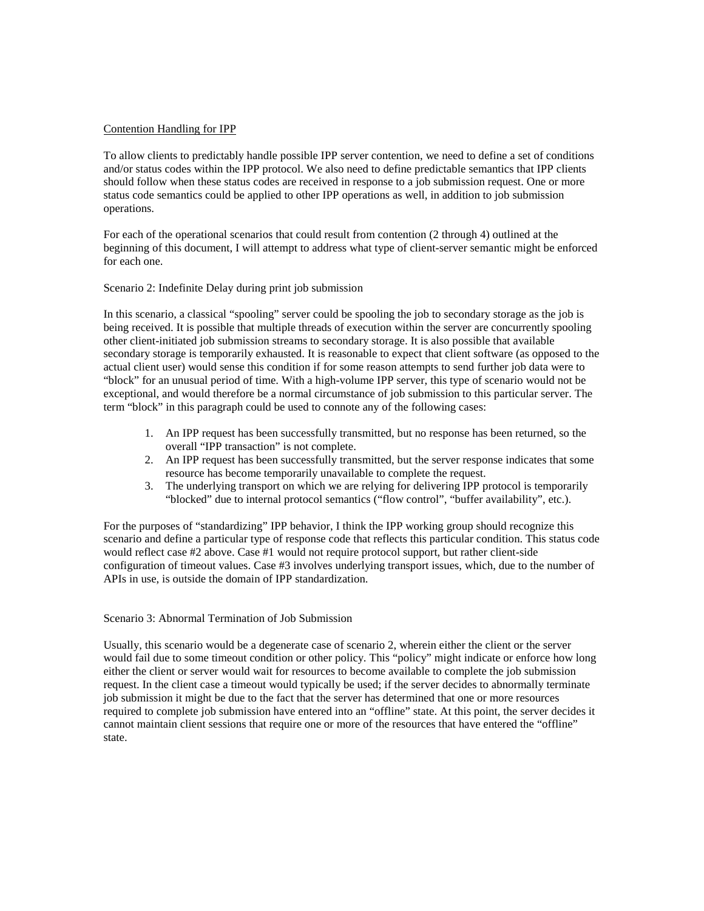## Contention Handling for IPP

To allow clients to predictably handle possible IPP server contention, we need to define a set of conditions and/or status codes within the IPP protocol. We also need to define predictable semantics that IPP clients should follow when these status codes are received in response to a job submission request. One or more status code semantics could be applied to other IPP operations as well, in addition to job submission operations.

For each of the operational scenarios that could result from contention (2 through 4) outlined at the beginning of this document, I will attempt to address what type of client-server semantic might be enforced for each one.

### Scenario 2: Indefinite Delay during print job submission

In this scenario, a classical "spooling" server could be spooling the job to secondary storage as the job is being received. It is possible that multiple threads of execution within the server are concurrently spooling other client-initiated job submission streams to secondary storage. It is also possible that available secondary storage is temporarily exhausted. It is reasonable to expect that client software (as opposed to the actual client user) would sense this condition if for some reason attempts to send further job data were to "block" for an unusual period of time. With a high-volume IPP server, this type of scenario would not be exceptional, and would therefore be a normal circumstance of job submission to this particular server. The term "block" in this paragraph could be used to connote any of the following cases:

1. An IPP request has been successfully transmitted, but no response has been returned, so the overall "IPP transaction" is not complete.
2. An IPP request has been successfully transmitted, but the server response indicates that some resource has become temporarily unavailable to complete the request.
3. The underlying transport on which we are relying for delivering IPP protocol is temporarily "blocked" due to internal protocol semantics ("flow control", "buffer availability", etc.).

For the purposes of "standardizing" IPP behavior, I think the IPP working group should recognize this scenario and define a particular type of response code that reflects this particular condition. This status code would reflect case #2 above. Case #1 would not require protocol support, but rather client-side configuration of timeout values. Case #3 involves underlying transport issues, which, due to the number of APIs in use, is outside the domain of IPP standardization.

### Scenario 3: Abnormal Termination of Job Submission

Usually, this scenario would be a degenerate case of scenario 2, wherein either the client or the server would fail due to some timeout condition or other policy. This "policy" might indicate or enforce how long either the client or server would wait for resources to become available to complete the job submission request. In the client case a timeout would typically be used; if the server decides to abnormally terminate job submission it might be due to the fact that the server has determined that one or more resources required to complete job submission have entered into an "offline" state. At this point, the server decides it cannot maintain client sessions that require one or more of the resources that have entered the "offline" state.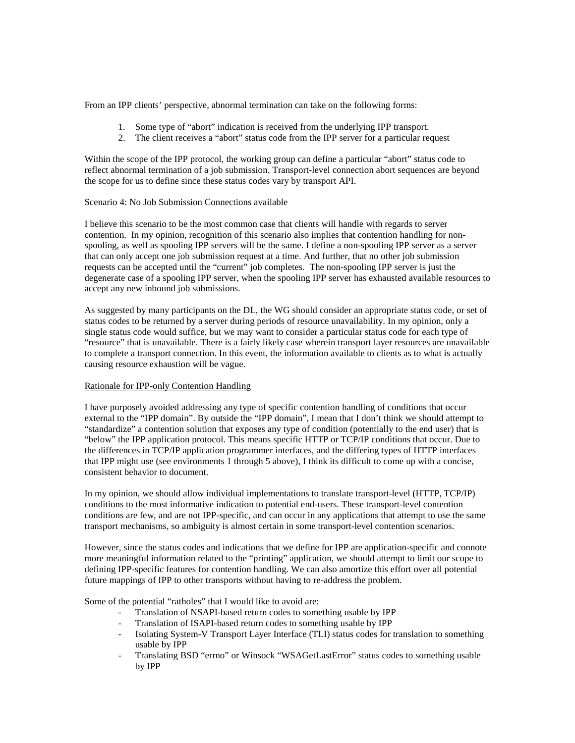From an IPP clients' perspective, abnormal termination can take on the following forms:

1. Some type of "abort" indication is received from the underlying IPP transport.
2. The client receives a "abort" status code from the IPP server for a particular request

Within the scope of the IPP protocol, the working group can define a particular "abort" status code to reflect abnormal termination of a job submission. Transport-level connection abort sequences are beyond the scope for us to define since these status codes vary by transport API.

Scenario 4: No Job Submission Connections available

I believe this scenario to be the most common case that clients will handle with regards to server contention. In my opinion, recognition of this scenario also implies that contention handling for non-spooling, as well as spooling IPP servers will be the same. I define a non-spooling IPP server as a server that can only accept one job submission request at a time. And further, that no other job submission requests can be accepted until the "current" job completes. The non-spooling IPP server is just the degenerate case of a spooling IPP server, when the spooling IPP server has exhausted available resources to accept any new inbound job submissions.

As suggested by many participants on the DL, the WG should consider an appropriate status code, or set of status codes to be returned by a server during periods of resource unavailability. In my opinion, only a single status code would suffice, but we may want to consider a particular status code for each type of "resource" that is unavailable. There is a fairly likely case wherein transport layer resources are unavailable to complete a transport connection. In this event, the information available to clients as to what is actually causing resource exhaustion will be vague.

<u>Rationale for IPP-only Contention Handling</u>

I have purposely avoided addressing any type of specific contention handling of conditions that occur external to the "IPP domain". By outside the "IPP domain", I mean that I don't think we should attempt to "standardize" a contention solution that exposes any type of condition (potentially to the end user) that is "below" the IPP application protocol. This means specific HTTP or TCP/IP conditions that occur. Due to the differences in TCP/IP application programmer interfaces, and the differing types of HTTP interfaces that IPP might use (see environments 1 through 5 above), I think its difficult to come up with a concise, consistent behavior to document.

In my opinion, we should allow individual implementations to translate transport-level (HTTP, TCP/IP) conditions to the most informative indication to potential end-users. These transport-level contention conditions are few, and are not IPP-specific, and can occur in any applications that attempt to use the same transport mechanisms, so ambiguity is almost certain in some transport-level contention scenarios.

However, since the status codes and indications that we define for IPP are application-specific and connote more meaningful information related to the "printing" application, we should attempt to limit our scope to defining IPP-specific features for contention handling. We can also amortize this effort over all potential future mappings of IPP to other transports without having to re-address the problem.

Some of the potential "ratholes" that I would like to avoid are:

- Translation of NSAPI-based return codes to something usable by IPP
- Translation of ISAPI-based return codes to something usable by IPP
- Isolating System-V Transport Layer Interface (TLI) status codes for translation to something usable by IPP
- Translating BSD "errno" or Winsock "WSAGetLastError" status codes to something usable by IPP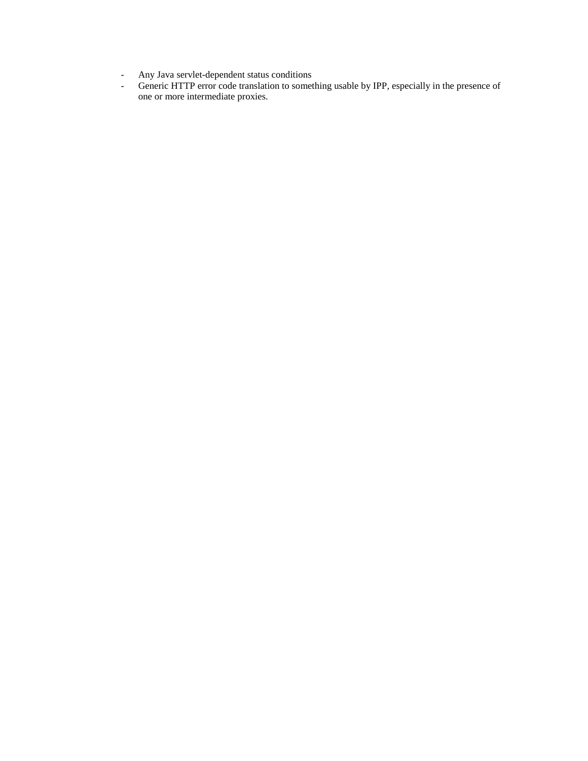- Any Java servlet-dependent status conditions
- Generic HTTP error code translation to something usable by IPP, especially in the presence of one or more intermediate proxies.